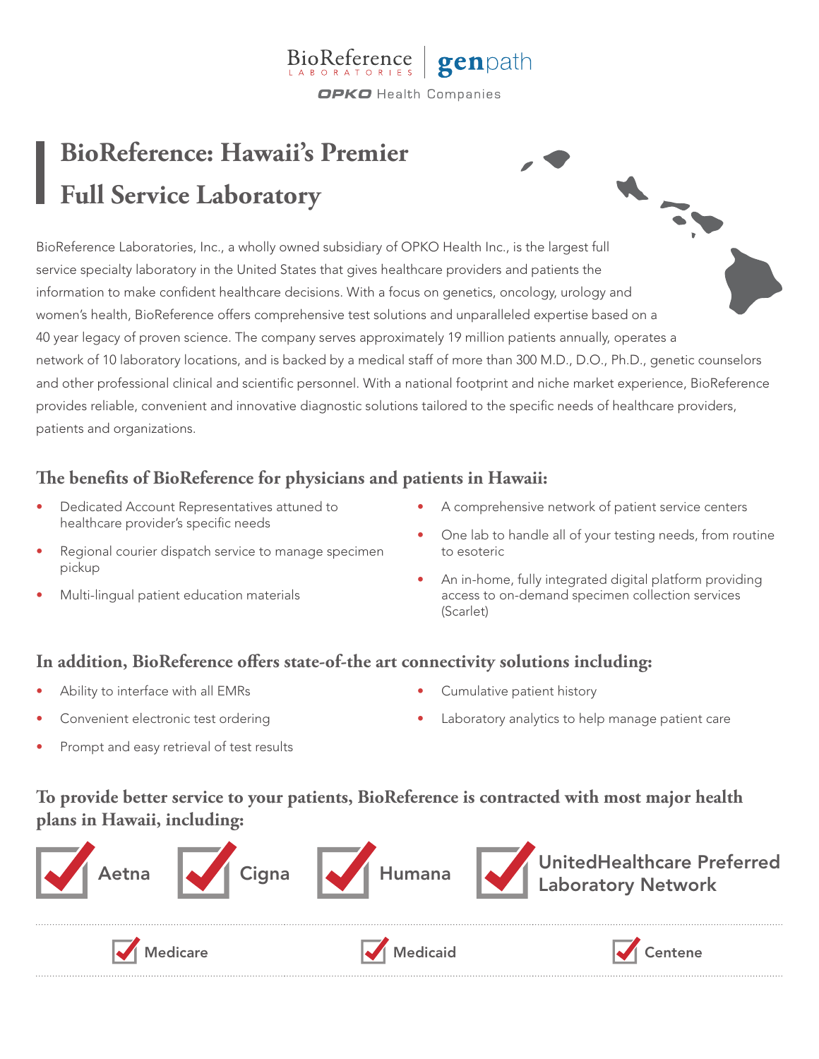BioReference Laboratories | genpath

OPKO Health Companies

# BioReference: Hawaii's Premier Full Service Laboratory

BioReference Laboratories, Inc., a wholly owned subsidiary of OPKO Health Inc., is the largest full service specialty laboratory in the United States that gives healthcare providers and patients the information to make confident healthcare decisions. With a focus on genetics, oncology, urology and women's health, BioReference offers comprehensive test solutions and unparalleled expertise based on a 40 year legacy of proven science. The company serves approximately 19 million patients annually, operates a network of 10 laboratory locations, and is backed by a medical staff of more than 300 M.D., D.O., Ph.D., genetic counselors and other professional clinical and scientific personnel. With a national footprint and niche market experience, BioReference provides reliable, convenient and innovative diagnostic solutions tailored to the specific needs of healthcare providers, patients and organizations.

## The benefits of BioReference for physicians and patients in Hawaii:

- Dedicated Account Representatives attuned to healthcare provider's specific needs
- Regional courier dispatch service to manage specimen pickup
- Multi-lingual patient education materials
- A comprehensive network of patient service centers
- One lab to handle all of your testing needs, from routine to esoteric
- An in-home, fully integrated digital platform providing access to on-demand specimen collection services (Scarlet)

## In addition, BioReference offers state-of-the art connectivity solutions including:

- Ability to interface with all EMRs
- Convenient electronic test ordering
- Prompt and easy retrieval of test results
- Cumulative patient history
- Laboratory analytics to help manage patient care

## To provide better service to your patients, BioReference is contracted with most major health plans in Hawaii, including:

- ☑ Aetna
- ☑ Cigna
- ☑ Humana
- ☑ UnitedHealthcare Preferred Laboratory Network
- ☑ Medicare
- ☑ Medicaid
- ☑ Centene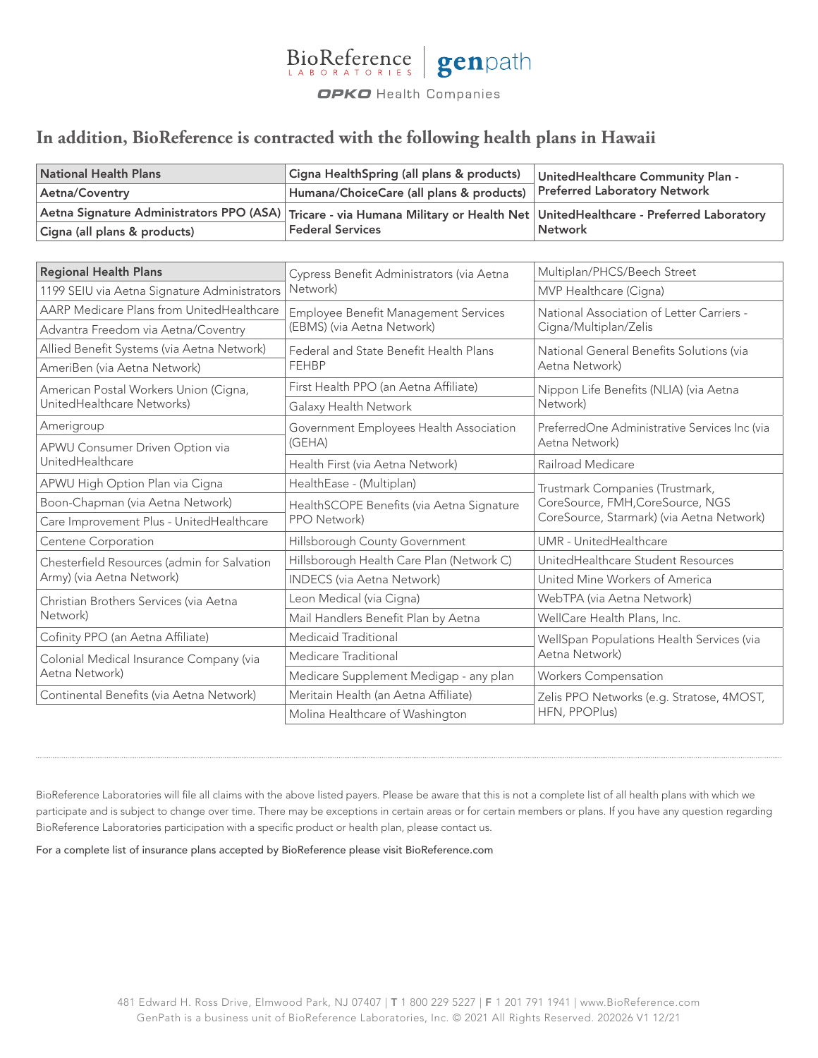## In addition, BioReference is contracted with the following health plans in Hawaii

| National Health Plans | Cigna HealthSpring (all plans & products) | UnitedHealthcare Community Plan - Preferred Laboratory Network |
|---|---|---|
| Aetna/Coventry | Humana/ChoiceCare (all plans & products) | |
| Aetna Signature Administrators PPO (ASA) | Tricare - via Humana Military or Health Net Federal Services | UnitedHealthcare - Preferred Laboratory Network |
| Cigna (all plans & products) | | |

| Regional Health Plans | Cypress Benefit Administrators (via Aetna Network) | Multiplan/PHCS/Beech Street |
|---|---|---|
| 1199 SEIU via Aetna Signature Administrators | | MVP Healthcare (Cigna) |
| AARP Medicare Plans from UnitedHealthcare | Employee Benefit Management Services (EBMS) (via Aetna Network) | National Association of Letter Carriers - Cigna/Multiplan/Zelis |
| Advantra Freedom via Aetna/Coventry | | |
| Allied Benefit Systems (via Aetna Network) | Federal and State Benefit Health Plans FEHBP | National General Benefits Solutions (via Aetna Network) |
| AmeriBen (via Aetna Network) | | |
| American Postal Workers Union (Cigna, UnitedHealthcare Networks) | First Health PPO (an Aetna Affiliate) | Nippon Life Benefits (NLIA) (via Aetna Network) |
| | Galaxy Health Network | |
| Amerigroup | Government Employees Health Association (GEHA) | PreferredOne Administrative Services Inc (via Aetna Network) |
| APWU Consumer Driven Option via UnitedHealthcare | | |
| | Health First (via Aetna Network) | Railroad Medicare |
| APWU High Option Plan via Cigna | HealthEase - (Multiplan) | Trustmark Companies (Trustmark, CoreSource, FMH,CoreSource, NGS CoreSource, Starmark) (via Aetna Network) |
| Boon-Chapman (via Aetna Network) | HealthSCOPE Benefits (via Aetna Signature PPO Network) | |
| Care Improvement Plus - UnitedHealthcare | | |
| Centene Corporation | Hillsborough County Government | UMR - UnitedHealthcare |
| Chesterfield Resources (admin for Salvation Army) (via Aetna Network) | Hillsborough Health Care Plan (Network C) | UnitedHealthcare Student Resources |
| | INDECS (via Aetna Network) | United Mine Workers of America |
| Christian Brothers Services (via Aetna Network) | Leon Medical (via Cigna) | WebTPA (via Aetna Network) |
| | Mail Handlers Benefit Plan by Aetna | WellCare Health Plans, Inc. |
| Cofinity PPO (an Aetna Affiliate) | Medicaid Traditional | WellSpan Populations Health Services (via Aetna Network) |
| Colonial Medical Insurance Company (via Aetna Network) | Medicare Traditional | |
| | Medicare Supplement Medigap - any plan | Workers Compensation |
| Continental Benefits (via Aetna Network) | Meritain Health (an Aetna Affiliate) | Zelis PPO Networks (e.g. Stratose, 4MOST, HFN, PPOPlus) |
| | Molina Healthcare of Washington | |

BioReference Laboratories will file all claims with the above listed payers. Please be aware that this is not a complete list of all health plans with which we participate and is subject to change over time. There may be exceptions in certain areas or for certain members or plans. If you have any question regarding BioReference Laboratories participation with a specific product or health plan, please contact us.

For a complete list of insurance plans accepted by BioReference please visit BioReference.com

481 Edward H. Ross Drive, Elmwood Park, NJ 07407 | **T** 1 800 229 5227 | **F** 1 201 791 1941 | www.BioReference.com
GenPath is a business unit of BioReference Laboratories, Inc. © 2021 All Rights Reserved. 202026 V1 12/21